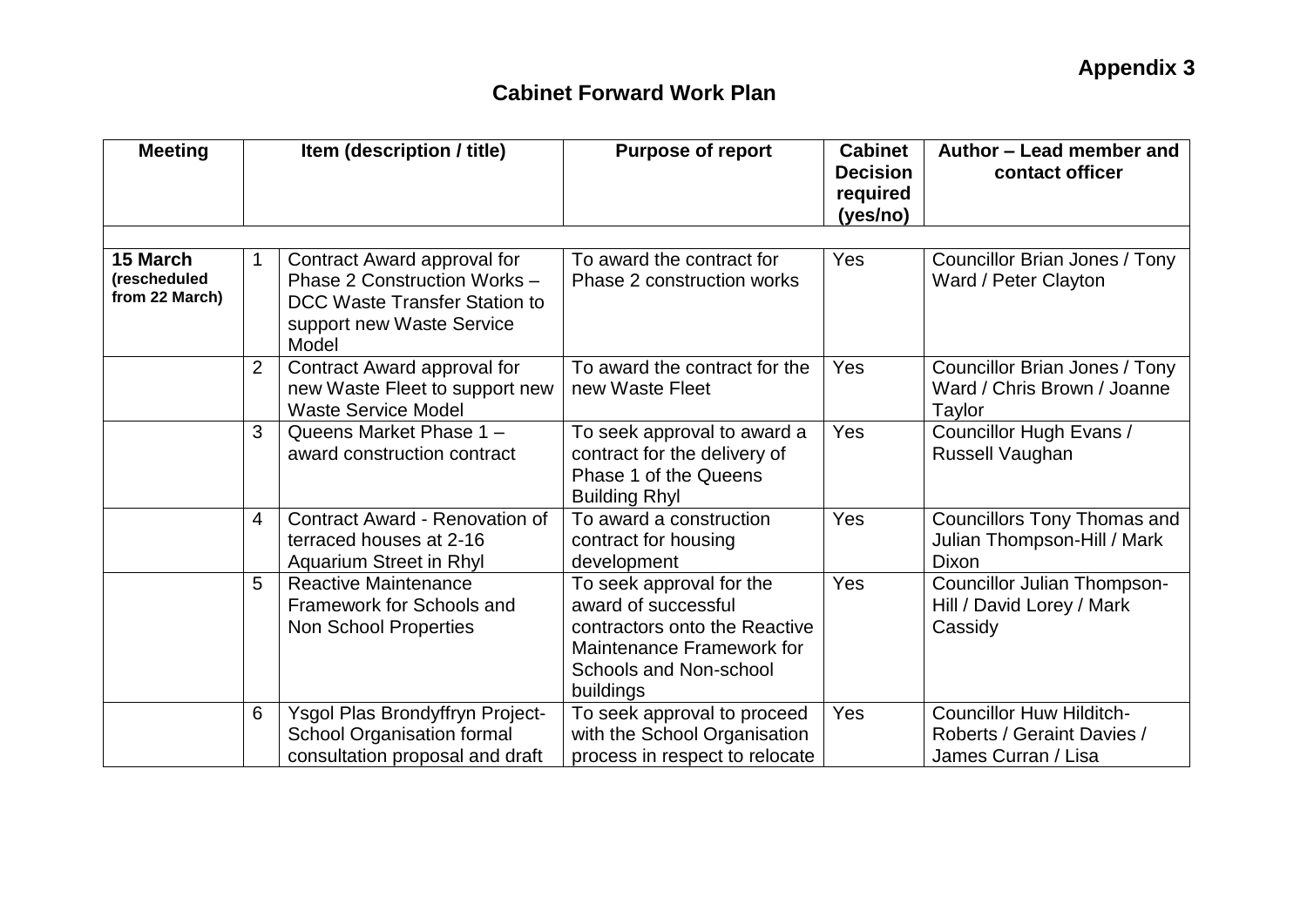**Appendix 3**

## Cabinet Forward Work Plan

| Meeting | | Item (description / title) | Purpose of report | Cabinet Decision required (yes/no) | Author – Lead member and contact officer |
|---|---|---|---|---|---|
| | | | | | |
| **15 March (rescheduled from 22 March)** | 1 | Contract Award approval for Phase 2 Construction Works – DCC Waste Transfer Station to support new Waste Service Model | To award the contract for Phase 2 construction works | Yes | Councillor Brian Jones / Tony Ward / Peter Clayton |
| | 2 | Contract Award approval for new Waste Fleet to support new Waste Service Model | To award the contract for the new Waste Fleet | Yes | Councillor Brian Jones / Tony Ward / Chris Brown / Joanne Taylor |
| | 3 | Queens Market Phase 1 – award construction contract | To seek approval to award a contract for the delivery of Phase 1 of the Queens Building Rhyl | Yes | Councillor Hugh Evans / Russell Vaughan |
| | 4 | Contract Award - Renovation of terraced houses at 2-16 Aquarium Street in Rhyl | To award a construction contract for housing development | Yes | Councillors Tony Thomas and Julian Thompson-Hill / Mark Dixon |
| | 5 | Reactive Maintenance Framework for Schools and Non School Properties | To seek approval for the award of successful contractors onto the Reactive Maintenance Framework for Schools and Non-school buildings | Yes | Councillor Julian Thompson-Hill / David Lorey / Mark Cassidy |
| | 6 | Ysgol Plas Brondyffryn Project- School Organisation formal consultation proposal and draft | To seek approval to proceed with the School Organisation process in respect to relocate | Yes | Councillor Huw Hilditch-Roberts / Geraint Davies / James Curran / Lisa |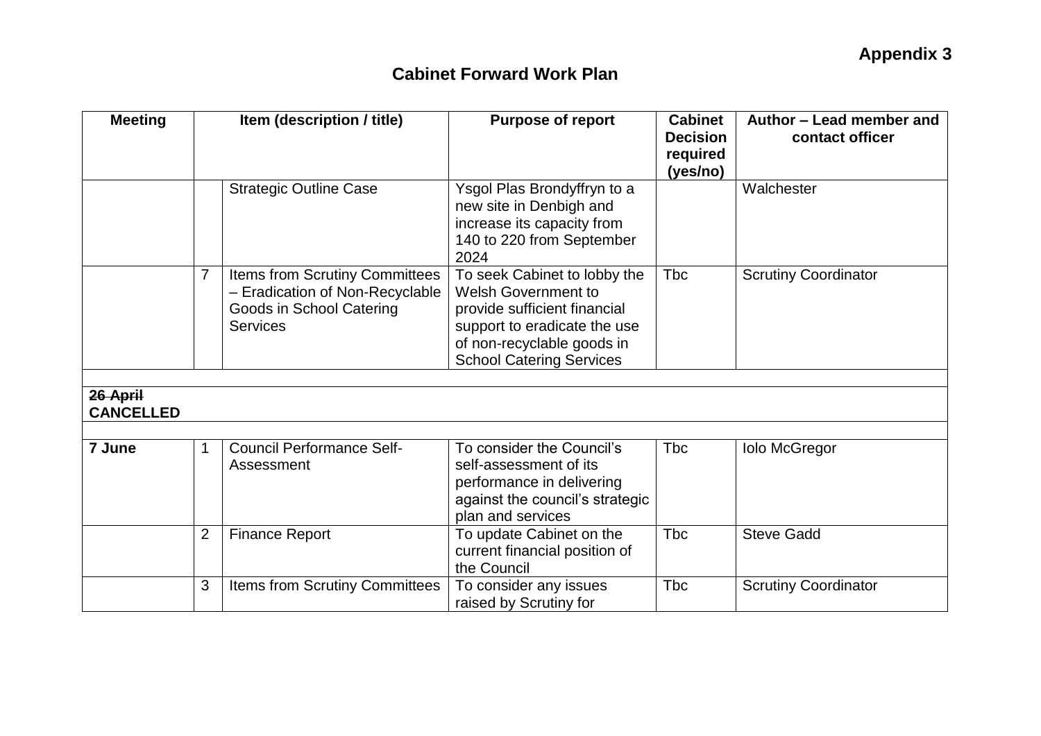**Appendix 3**

## Cabinet Forward Work Plan

| Meeting | | Item (description / title) | Purpose of report | Cabinet Decision required (yes/no) | Author – Lead member and contact officer |
|---|---|---|---|---|---|
| | | Strategic Outline Case | Ysgol Plas Brondyffryn to a new site in Denbigh and increase its capacity from 140 to 220 from September 2024 | | Walchester |
| | 7 | Items from Scrutiny Committees – Eradication of Non-Recyclable Goods in School Catering Services | To seek Cabinet to lobby the Welsh Government to provide sufficient financial support to eradicate the use of non-recyclable goods in School Catering Services | Tbc | Scrutiny Coordinator |
| | | | | | |
| ~~**26 April**~~ **CANCELLED** | | | | | |
| | | | | | |
| **7 June** | 1 | Council Performance Self-Assessment | To consider the Council's self-assessment of its performance in delivering against the council's strategic plan and services | Tbc | Iolo McGregor |
| | 2 | Finance Report | To update Cabinet on the current financial position of the Council | Tbc | Steve Gadd |
| | 3 | Items from Scrutiny Committees | To consider any issues raised by Scrutiny for | Tbc | Scrutiny Coordinator |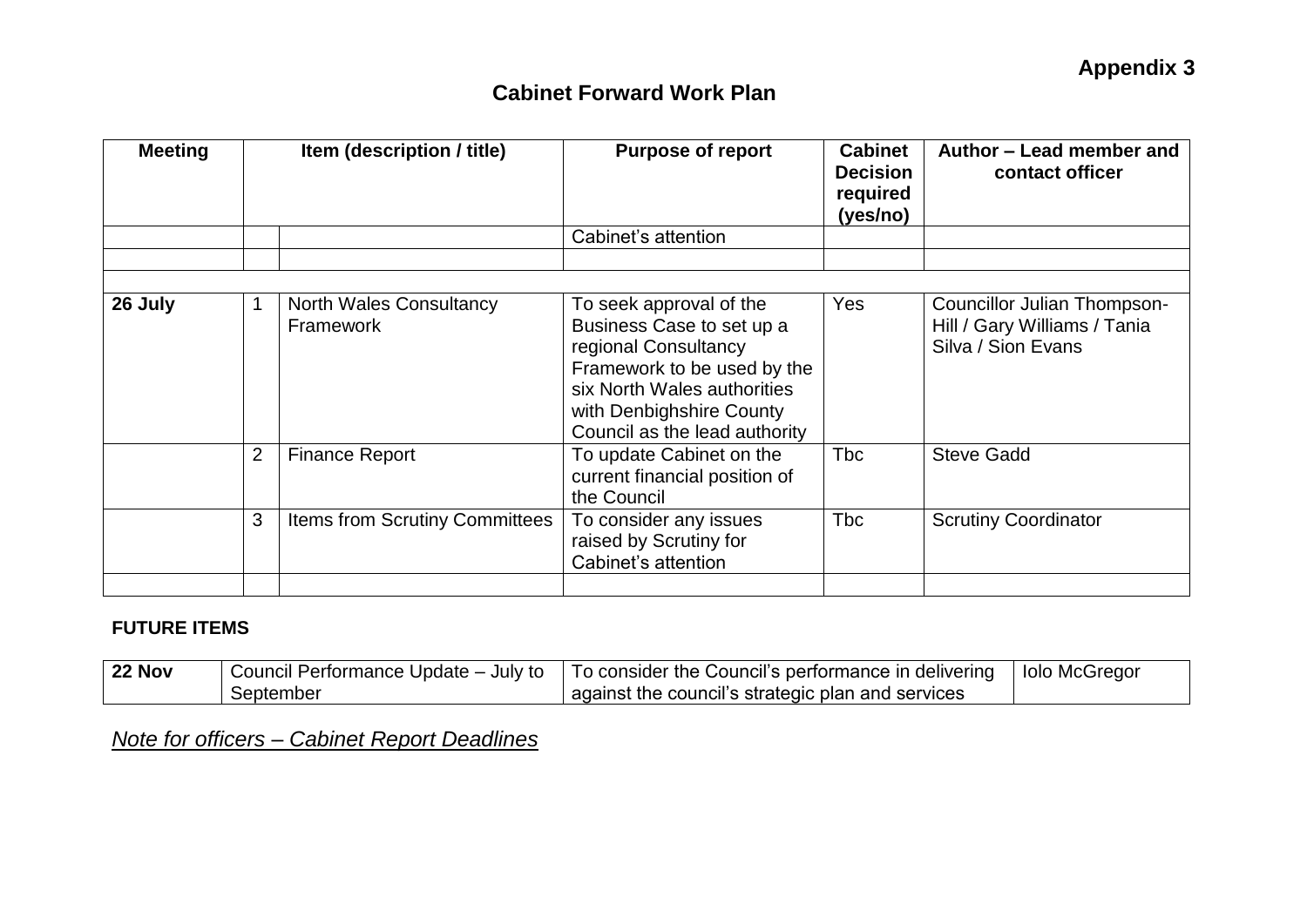**Appendix 3**

## Cabinet Forward Work Plan

| Meeting | Item (description / title) | | Purpose of report | Cabinet Decision required (yes/no) | Author – Lead member and contact officer |
|---|---|---|---|---|---|
| | | | Cabinet's attention | | |
| | | | | | |
| | | | | | |
| **26 July** | 1 | North Wales Consultancy Framework | To seek approval of the Business Case to set up a regional Consultancy Framework to be used by the six North Wales authorities with Denbighshire County Council as the lead authority | Yes | Councillor Julian Thompson-Hill / Gary Williams / Tania Silva / Sion Evans |
| | 2 | Finance Report | To update Cabinet on the current financial position of the Council | Tbc | Steve Gadd |
| | 3 | Items from Scrutiny Committees | To consider any issues raised by Scrutiny for Cabinet's attention | Tbc | Scrutiny Coordinator |
| | | | | | |

**FUTURE ITEMS**

| | | | |
|---|---|---|---|
| **22 Nov** | Council Performance Update – July to September | To consider the Council's performance in delivering against the council's strategic plan and services | Iolo McGregor |

*<u>Note for officers – Cabinet Report Deadlines</u>*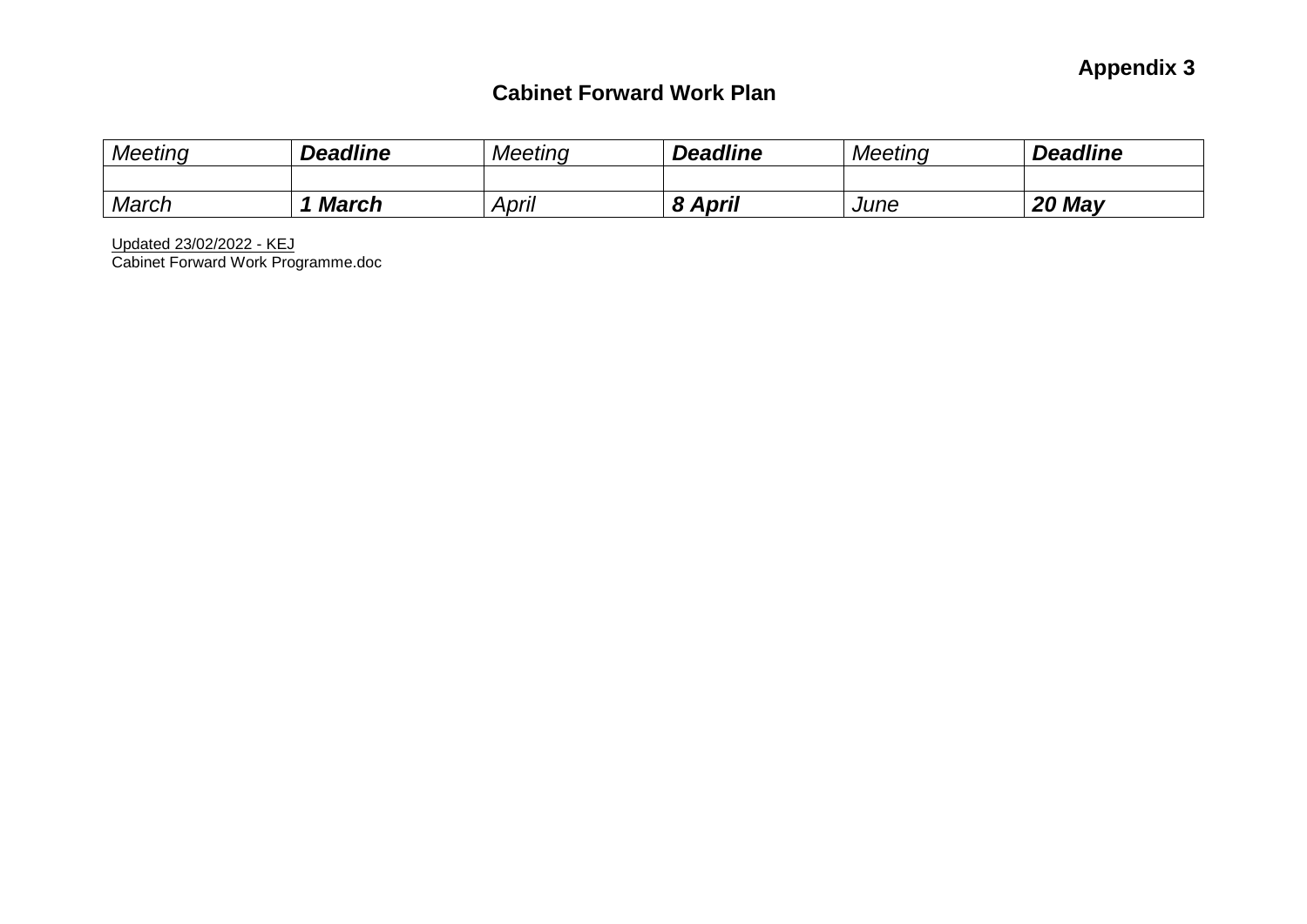**Appendix 3**

## Cabinet Forward Work Plan

| *Meeting* | ***Deadline*** | *Meeting* | ***Deadline*** | *Meeting* | ***Deadline*** |
|---|---|---|---|---|---|
| | | | | | |
| *March* | ***1 March*** | *April* | ***8 April*** | *June* | ***20 May*** |

Updated 23/02/2022 - KEJ
Cabinet Forward Work Programme.doc